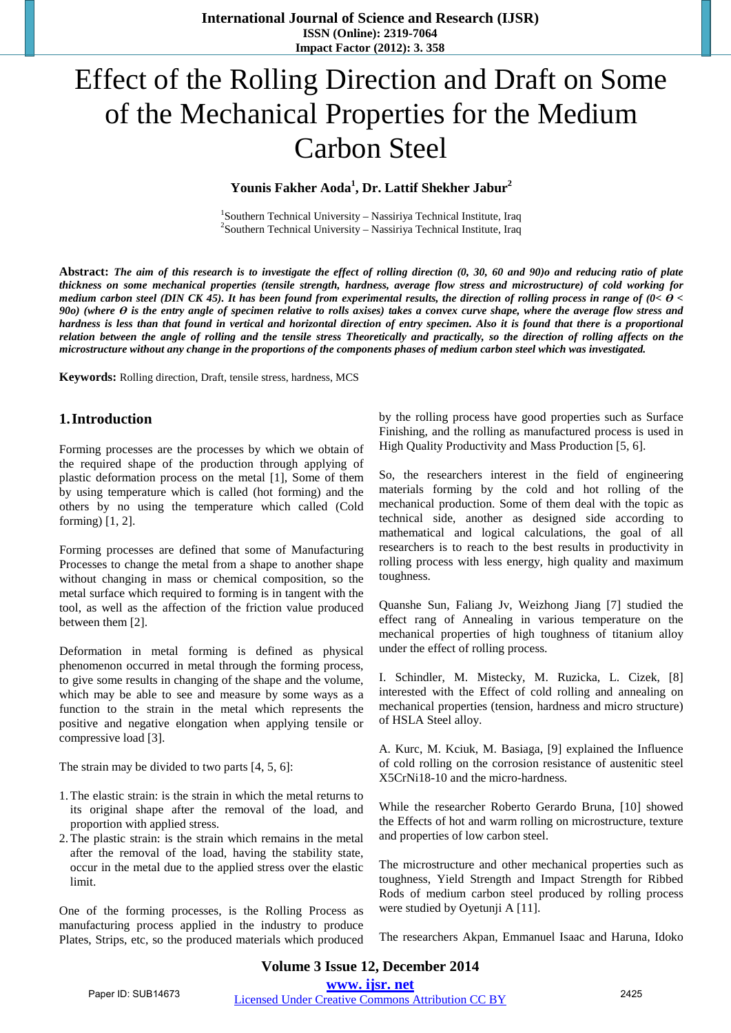# Effect of the Rolling Direction and Draft on Some of the Mechanical Properties for the Medium Carbon Steel

**Younis Fakher Aoda[1], Dr. Lattif Shekher Jabur[2]**

[1]Southern Technical University – Nassiriya Technical Institute, Iraq
[2]Southern Technical University – Nassiriya Technical Institute, Iraq

**Abstract:** ***The aim of this research is to investigate the effect of rolling direction (0, 30, 60 and 90)o and reducing ratio of plate thickness on some mechanical properties (tensile strength, hardness, average flow stress and microstructure) of cold working for medium carbon steel (DIN CK 45). It has been found from experimental results, the direction of rolling process in range of (0< Ө < 90o) (where Ө is the entry angle of specimen relative to rolls axises) takes a convex curve shape, where the average flow stress and hardness is less than that found in vertical and horizontal direction of entry specimen. Also it is found that there is a proportional relation between the angle of rolling and the tensile stress Theoretically and practically, so the direction of rolling affects on the microstructure without any change in the proportions of the components phases of medium carbon steel which was investigated.***

**Keywords:** Rolling direction, Draft, tensile stress, hardness, MCS

## 1. Introduction

Forming processes are the processes by which we obtain of the required shape of the production through applying of plastic deformation process on the metal [1], Some of them by using temperature which is called (hot forming) and the others by no using the temperature which called (Cold forming) [1, 2].

Forming processes are defined that some of Manufacturing Processes to change the metal from a shape to another shape without changing in mass or chemical composition, so the metal surface which required to forming is in tangent with the tool, as well as the affection of the friction value produced between them [2].

Deformation in metal forming is defined as physical phenomenon occurred in metal through the forming process, to give some results in changing of the shape and the volume, which may be able to see and measure by some ways as a function to the strain in the metal which represents the positive and negative elongation when applying tensile or compressive load [3].

The strain may be divided to two parts [4, 5, 6]:

1. The elastic strain: is the strain in which the metal returns to its original shape after the removal of the load, and proportion with applied stress.
2. The plastic strain: is the strain which remains in the metal after the removal of the load, having the stability state, occur in the metal due to the applied stress over the elastic limit.

One of the forming processes, is the Rolling Process as manufacturing process applied in the industry to produce Plates, Strips, etc, so the produced materials which produced by the rolling process have good properties such as Surface Finishing, and the rolling as manufactured process is used in High Quality Productivity and Mass Production [5, 6].

So, the researchers interest in the field of engineering materials forming by the cold and hot rolling of the mechanical production. Some of them deal with the topic as technical side, another as designed side according to mathematical and logical calculations, the goal of all researchers is to reach to the best results in productivity in rolling process with less energy, high quality and maximum toughness.

Quanshe Sun, Faliang Jv, Weizhong Jiang [7] studied the effect rang of Annealing in various temperature on the mechanical properties of high toughness of titanium alloy under the effect of rolling process.

I. Schindler, M. Mistecky, M. Ruzicka, L. Cizek, [8] interested with the Effect of cold rolling and annealing on mechanical properties (tension, hardness and micro structure) of HSLA Steel alloy.

A. Kurc, M. Kciuk, M. Basiaga, [9] explained the Influence of cold rolling on the corrosion resistance of austenitic steel X5CrNi18-10 and the micro-hardness.

While the researcher Roberto Gerardo Bruna, [10] showed the Effects of hot and warm rolling on microstructure, texture and properties of low carbon steel.

The microstructure and other mechanical properties such as toughness, Yield Strength and Impact Strength for Ribbed Rods of medium carbon steel produced by rolling process were studied by Oyetunji A [11].

The researchers Akpan, Emmanuel Isaac and Haruna, Idoko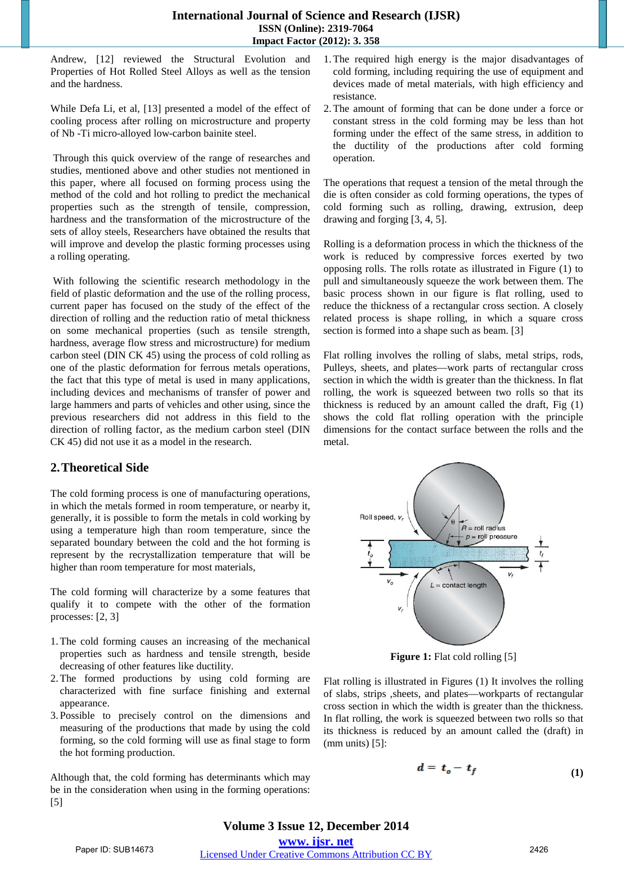Andrew, [12] reviewed the Structural Evolution and Properties of Hot Rolled Steel Alloys as well as the tension and the hardness.

While Defa Li, et al, [13] presented a model of the effect of cooling process after rolling on microstructure and property of Nb -Ti micro-alloyed low-carbon bainite steel.

Through this quick overview of the range of researches and studies, mentioned above and other studies not mentioned in this paper, where all focused on forming process using the method of the cold and hot rolling to predict the mechanical properties such as the strength of tensile, compression, hardness and the transformation of the microstructure of the sets of alloy steels, Researchers have obtained the results that will improve and develop the plastic forming processes using a rolling operating.

With following the scientific research methodology in the field of plastic deformation and the use of the rolling process, current paper has focused on the study of the effect of the direction of rolling and the reduction ratio of metal thickness on some mechanical properties (such as tensile strength, hardness, average flow stress and microstructure) for medium carbon steel (DIN CK 45) using the process of cold rolling as one of the plastic deformation for ferrous metals operations, the fact that this type of metal is used in many applications, including devices and mechanisms of transfer of power and large hammers and parts of vehicles and other using, since the previous researchers did not address in this field to the direction of rolling factor, as the medium carbon steel (DIN CK 45) did not use it as a model in the research.

## 2. Theoretical Side

The cold forming process is one of manufacturing operations, in which the metals formed in room temperature, or nearby it, generally, it is possible to form the metals in cold working by using a temperature high than room temperature, since the separated boundary between the cold and the hot forming is represent by the recrystallization temperature that will be higher than room temperature for most materials,

The cold forming will characterize by a some features that qualify it to compete with the other of the formation processes: [2, 3]

1. The cold forming causes an increasing of the mechanical properties such as hardness and tensile strength, beside decreasing of other features like ductility.
2. The formed productions by using cold forming are characterized with fine surface finishing and external appearance.
3. Possible to precisely control on the dimensions and measuring of the productions that made by using the cold forming, so the cold forming will use as final stage to form the hot forming production.

Although that, the cold forming has determinants which may be in the consideration when using in the forming operations: [5]

1. The required high energy is the major disadvantages of cold forming, including requiring the use of equipment and devices made of metal materials, with high efficiency and resistance.
2. The amount of forming that can be done under a force or constant stress in the cold forming may be less than hot forming under the effect of the same stress, in addition to the ductility of the productions after cold forming operation.

The operations that request a tension of the metal through the die is often consider as cold forming operations, the types of cold forming such as rolling, drawing, extrusion, deep drawing and forging [3, 4, 5].

Rolling is a deformation process in which the thickness of the work is reduced by compressive forces exerted by two opposing rolls. The rolls rotate as illustrated in Figure (1) to pull and simultaneously squeeze the work between them. The basic process shown in our figure is flat rolling, used to reduce the thickness of a rectangular cross section. A closely related process is shape rolling, in which a square cross section is formed into a shape such as beam. [3]

Flat rolling involves the rolling of slabs, metal strips, rods, Pulleys, sheets, and plates—work parts of rectangular cross section in which the width is greater than the thickness. In flat rolling, the work is squeezed between two rolls so that its thickness is reduced by an amount called the draft, Fig (1) shows the cold flat rolling operation with the principle dimensions for the contact surface between the rolls and the metal.

**Figure 1:** Flat cold rolling [5]

Flat rolling is illustrated in Figures (1) It involves the rolling of slabs, strips ,sheets, and plates—workparts of rectangular cross section in which the width is greater than the thickness. In flat rolling, the work is squeezed between two rolls so that its thickness is reduced by an amount called the (draft) in (mm units) [5]:

$$d = t_o - t_f \qquad (1)$$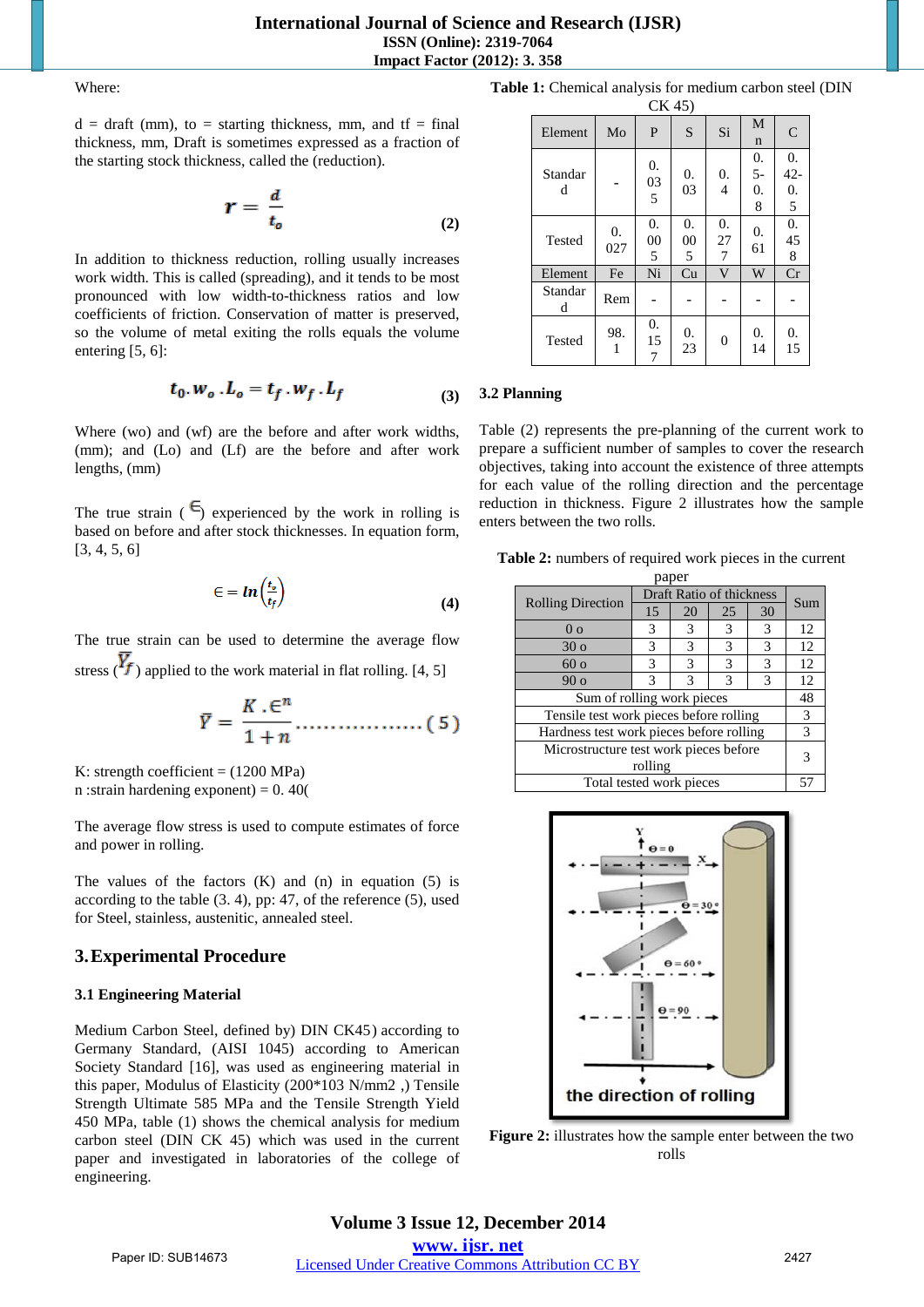Where:

d = draft (mm), to = starting thickness, mm, and tf = final thickness, mm, Draft is sometimes expressed as a fraction of the starting stock thickness, called the (reduction).

$$r = \frac{d}{t_o} \quad (2)$$

In addition to thickness reduction, rolling usually increases work width. This is called (spreading), and it tends to be most pronounced with low width-to-thickness ratios and low coefficients of friction. Conservation of matter is preserved, so the volume of metal exiting the rolls equals the volume entering [5, 6]:

$$t_0 . w_o . L_o = t_f . w_f . L_f \quad (3)$$

Where (wo) and (wf) are the before and after work widths, (mm); and (Lo) and (Lf) are the before and after work lengths, (mm)

The true strain ( $\epsilon$) experienced by the work in rolling is based on before and after stock thicknesses. In equation form, [3, 4, 5, 6]

$$\epsilon = \ln\left(\frac{t_o}{t_f}\right) \quad (4)$$

The true strain can be used to determine the average flow stress ($\bar{Y}_f$) applied to the work material in flat rolling. [4, 5]

$$\bar{Y} = \frac{K . \epsilon^n}{1+n} \quad (5)$$

K: strength coefficient = (1200 MPa)
n :strain hardening exponent) = 0. 40(

The average flow stress is used to compute estimates of force and power in rolling.

The values of the factors (K) and (n) in equation (5) is according to the table (3. 4), pp: 47, of the reference (5), used for Steel, stainless, austenitic, annealed steel.

## 3. Experimental Procedure

### 3.1 Engineering Material

Medium Carbon Steel, defined by) DIN CK45) according to Germany Standard, (AISI 1045) according to American Society Standard [16], was used as engineering material in this paper, Modulus of Elasticity (200*103 N/mm2 ,) Tensile Strength Ultimate 585 MPa and the Tensile Strength Yield 450 MPa, table (1) shows the chemical analysis for medium carbon steel (DIN CK 45) which was used in the current paper and investigated in laboratories of the college of engineering.

**Table 1:** Chemical analysis for medium carbon steel (DIN CK 45)

| Element | Mo | P | S | Si | Mn | C |
|---|---|---|---|---|---|---|
| Standard | - | 0.035 | 0.03 | 0.4 | 0.5-0.8 | 0.42-0.5 |
| Tested | 0.027 | 0.005 | 0.005 | 0.277 | 0.61 | 0.458 |
| **Element** | **Fe** | **Ni** | **Cu** | **V** | **W** | **Cr** |
| Standard | Rem | - | - | - | - | - |
| Tested | 98.1 | 0.157 | 0.23 | 0 | 0.14 | 0.15 |

### 3.2 Planning

Table (2) represents the pre-planning of the current work to prepare a sufficient number of samples to cover the research objectives, taking into account the existence of three attempts for each value of the rolling direction and the percentage reduction in thickness. Figure 2 illustrates how the sample enters between the two rolls.

**Table 2:** numbers of required work pieces in the current paper

| Rolling Direction | Draft Ratio of thickness | | | | Sum |
|---|---|---|---|---|---|
| | 15 | 20 | 25 | 30 | |
| 0 o | 3 | 3 | 3 | 3 | 12 |
| 30 o | 3 | 3 | 3 | 3 | 12 |
| 60 o | 3 | 3 | 3 | 3 | 12 |
| 90 o | 3 | 3 | 3 | 3 | 12 |
| Sum of rolling work pieces | | | | | 48 |
| Tensile test work pieces before rolling | | | | | 3 |
| Hardness test work pieces before rolling | | | | | 3 |
| Microstructure test work pieces before rolling | | | | | 3 |
| Total tested work pieces | | | | | 57 |

**Figure 2:** illustrates how the sample enter between the two rolls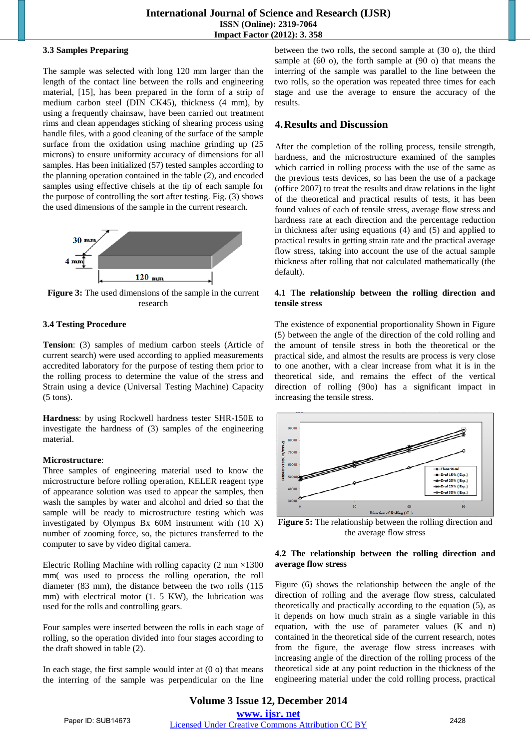### 3.3 Samples Preparing

The sample was selected with long 120 mm larger than the length of the contact line between the rolls and engineering material, [15], has been prepared in the form of a strip of medium carbon steel (DIN CK45), thickness (4 mm), by using a frequently chainsaw, have been carried out treatment rims and clean appendages sticking of shearing process using handle files, with a good cleaning of the surface of the sample surface from the oxidation using machine grinding up (25 microns) to ensure uniformity accuracy of dimensions for all samples. Has been initialized (57) tested samples according to the planning operation contained in the table (2), and encoded samples using effective chisels at the tip of each sample for the purpose of controlling the sort after testing. Fig. (3) shows the used dimensions of the sample in the current research.

**Figure 3:** The used dimensions of the sample in the current research

### 3.4 Testing Procedure

**Tension**: (3) samples of medium carbon steels (Article of current search) were used according to applied measurements accredited laboratory for the purpose of testing them prior to the rolling process to determine the value of the stress and Strain using a device (Universal Testing Machine) Capacity (5 tons).

**Hardness**: by using Rockwell hardness tester SHR-150E to investigate the hardness of (3) samples of the engineering material.

**Microstructure**:
Three samples of engineering material used to know the microstructure before rolling operation, KELER reagent type of appearance solution was used to appear the samples, then wash the samples by water and alcohol and dried so that the sample will be ready to microstructure testing which was investigated by Olympus Bx 60M instrument with (10 X) number of zooming force, so, the pictures transferred to the computer to save by video digital camera.

Electric Rolling Machine with rolling capacity (2 mm ×1300 mm( was used to process the rolling operation, the roll diameter (83 mm), the distance between the two rolls (115 mm) with electrical motor (1. 5 KW), the lubrication was used for the rolls and controlling gears.

Four samples were inserted between the rolls in each stage of rolling, so the operation divided into four stages according to the draft showed in table (2).

In each stage, the first sample would inter at (0 o) that means the interring of the sample was perpendicular on the line between the two rolls, the second sample at (30 o), the third sample at (60 o), the forth sample at (90 o) that means the interring of the sample was parallel to the line between the two rolls, so the operation was repeated three times for each stage and use the average to ensure the accuracy of the results.

## 4. Results and Discussion

After the completion of the rolling process, tensile strength, hardness, and the microstructure examined of the samples which carried in rolling process with the use of the same as the previous tests devices, so has been the use of a package (office 2007) to treat the results and draw relations in the light of the theoretical and practical results of tests, it has been found values of each of tensile stress, average flow stress and hardness rate at each direction and the percentage reduction in thickness after using equations (4) and (5) and applied to practical results in getting strain rate and the practical average flow stress, taking into account the use of the actual sample thickness after rolling that not calculated mathematically (the default).

### 4.1 The relationship between the rolling direction and tensile stress

The existence of exponential proportionality Shown in Figure (5) between the angle of the direction of the cold rolling and the amount of tensile stress in both the theoretical or the practical side, and almost the results are process is very close to one another, with a clear increase from what it is in the theoretical side, and remains the effect of the vertical direction of rolling (90o) has a significant impact in increasing the tensile stress.

**Figure 5:** The relationship between the rolling direction and the average flow stress

### 4.2 The relationship between the rolling direction and average flow stress

Figure (6) shows the relationship between the angle of the direction of rolling and the average flow stress, calculated theoretically and practically according to the equation (5), as it depends on how much strain as a single variable in this equation, with the use of parameter values (K and n) contained in the theoretical side of the current research, notes from the figure, the average flow stress increases with increasing angle of the direction of the rolling process of the theoretical side at any point reduction in the thickness of the engineering material under the cold rolling process, practical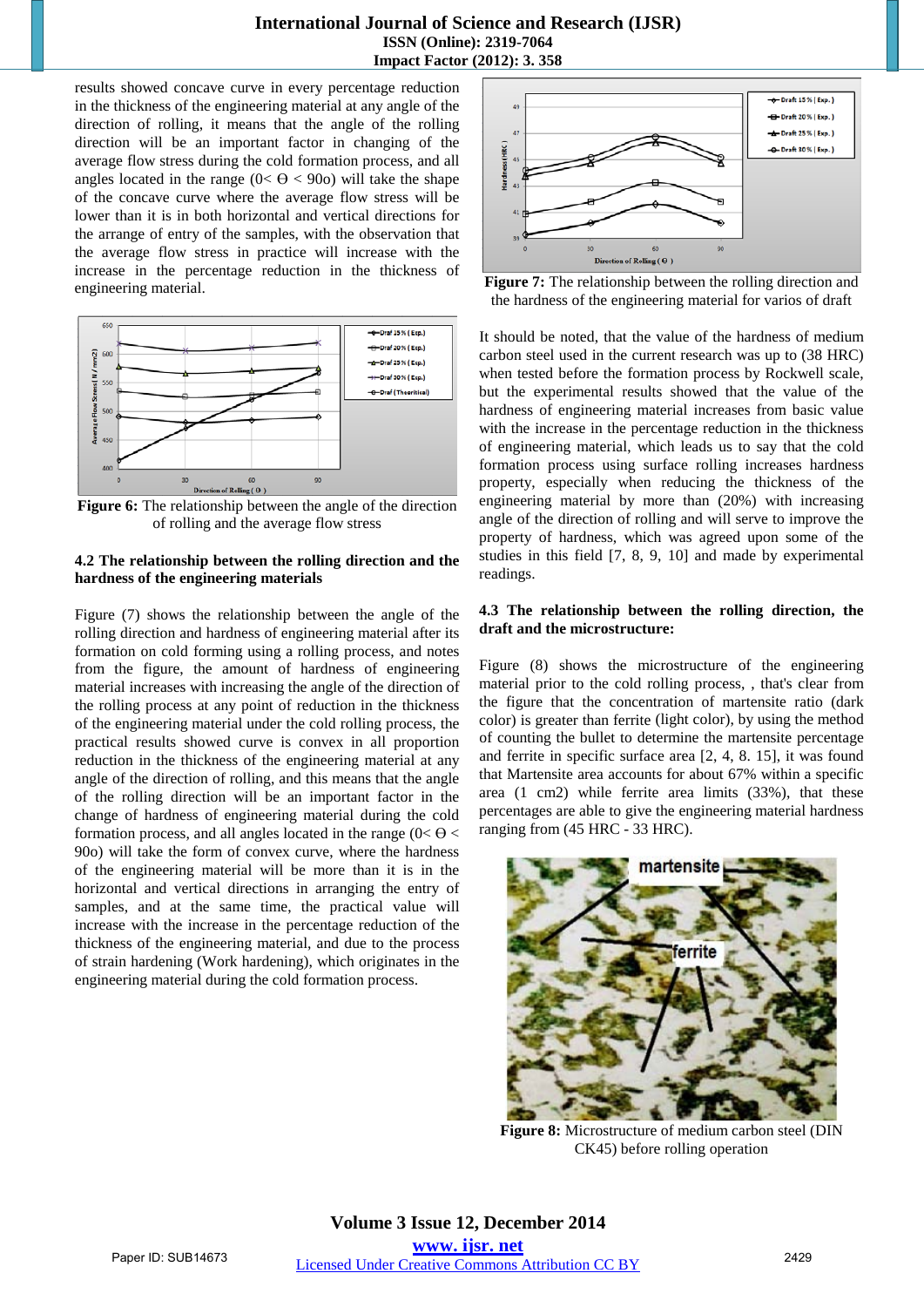results showed concave curve in every percentage reduction in the thickness of the engineering material at any angle of the direction of rolling, it means that the angle of the rolling direction will be an important factor in changing of the average flow stress during the cold formation process, and all angles located in the range (0< ϴ < 90o) will take the shape of the concave curve where the average flow stress will be lower than it is in both horizontal and vertical directions for the arrange of entry of the samples, with the observation that the average flow stress in practice will increase with the increase in the percentage reduction in the thickness of engineering material.

**Figure 6:** The relationship between the angle of the direction of rolling and the average flow stress

### 4.2 The relationship between the rolling direction and the hardness of the engineering materials

Figure (7) shows the relationship between the angle of the rolling direction and hardness of engineering material after its formation on cold forming using a rolling process, and notes from the figure, the amount of hardness of engineering material increases with increasing the angle of the direction of the rolling process at any point of reduction in the thickness of the engineering material under the cold rolling process, the practical results showed curve is convex in all proportion reduction in the thickness of the engineering material at any angle of the direction of rolling, and this means that the angle of the rolling direction will be an important factor in the change of hardness of engineering material during the cold formation process, and all angles located in the range (0< ϴ < 90o) will take the form of convex curve, where the hardness of the engineering material will be more than it is in the horizontal and vertical directions in arranging the entry of samples, and at the same time, the practical value will increase with the increase in the percentage reduction of the thickness of the engineering material, and due to the process of strain hardening (Work hardening), which originates in the engineering material during the cold formation process.

**Figure 7:** The relationship between the rolling direction and the hardness of the engineering material for varios of draft

It should be noted, that the value of the hardness of medium carbon steel used in the current research was up to (38 HRC) when tested before the formation process by Rockwell scale, but the experimental results showed that the value of the hardness of engineering material increases from basic value with the increase in the percentage reduction in the thickness of engineering material, which leads us to say that the cold formation process using surface rolling increases hardness property, especially when reducing the thickness of the engineering material by more than (20%) with increasing angle of the direction of rolling and will serve to improve the property of hardness, which was agreed upon some of the studies in this field [7, 8, 9, 10] and made by experimental readings.

### 4.3 The relationship between the rolling direction, the draft and the microstructure:

Figure (8) shows the microstructure of the engineering material prior to the cold rolling process, , that's clear from the figure that the concentration of martensite ratio (dark color) is greater than ferrite (light color), by using the method of counting the bullet to determine the martensite percentage and ferrite in specific surface area [2, 4, 8. 15], it was found that Martensite area accounts for about 67% within a specific area (1 cm2) while ferrite area limits (33%), that these percentages are able to give the engineering material hardness ranging from (45 HRC - 33 HRC).

**Figure 8:** Microstructure of medium carbon steel (DIN CK45) before rolling operation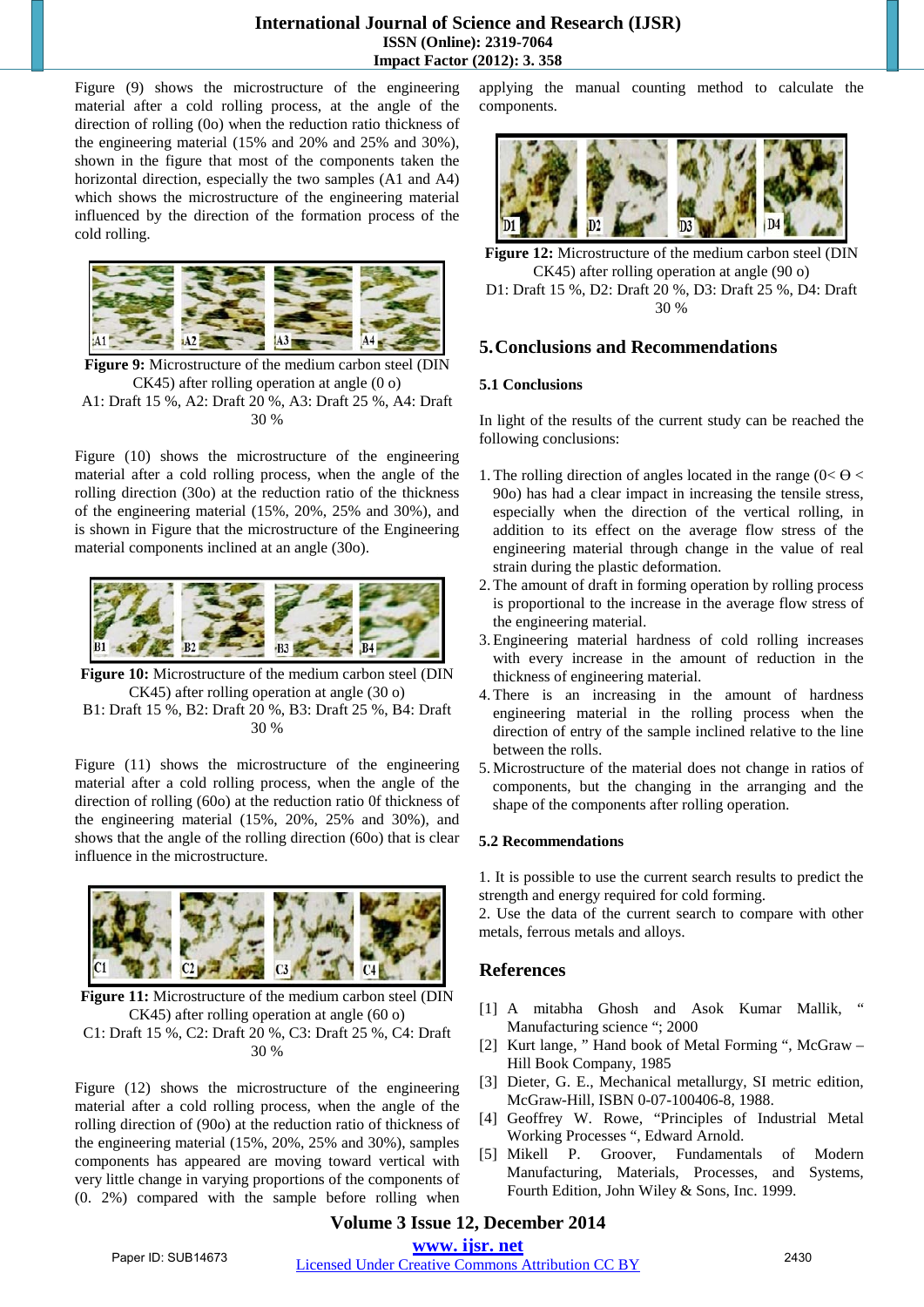Figure (9) shows the microstructure of the engineering material after a cold rolling process, at the angle of the direction of rolling (0o) when the reduction ratio thickness of the engineering material (15% and 20% and 25% and 30%), shown in the figure that most of the components taken the horizontal direction, especially the two samples (A1 and A4) which shows the microstructure of the engineering material influenced by the direction of the formation process of the cold rolling.

**Figure 9:** Microstructure of the medium carbon steel (DIN CK45) after rolling operation at angle (0 o)
A1: Draft 15 %, A2: Draft 20 %, A3: Draft 25 %, A4: Draft 30 %

Figure (10) shows the microstructure of the engineering material after a cold rolling process, when the angle of the rolling direction (30o) at the reduction ratio of the thickness of the engineering material (15%, 20%, 25% and 30%), and is shown in Figure that the microstructure of the Engineering material components inclined at an angle (30o).

**Figure 10:** Microstructure of the medium carbon steel (DIN CK45) after rolling operation at angle (30 o)
B1: Draft 15 %, B2: Draft 20 %, B3: Draft 25 %, B4: Draft 30 %

Figure (11) shows the microstructure of the engineering material after a cold rolling process, when the angle of the direction of rolling (60o) at the reduction ratio 0f thickness of the engineering material (15%, 20%, 25% and 30%), and shows that the angle of the rolling direction (60o) that is clear influence in the microstructure.

**Figure 11:** Microstructure of the medium carbon steel (DIN CK45) after rolling operation at angle (60 o)
C1: Draft 15 %, C2: Draft 20 %, C3: Draft 25 %, C4: Draft 30 %

Figure (12) shows the microstructure of the engineering material after a cold rolling process, when the angle of the rolling direction of (90o) at the reduction ratio of thickness of the engineering material (15%, 20%, 25% and 30%), samples components has appeared are moving toward vertical with very little change in varying proportions of the components of (0. 2%) compared with the sample before rolling when applying the manual counting method to calculate the components.

**Figure 12:** Microstructure of the medium carbon steel (DIN CK45) after rolling operation at angle (90 o)
D1: Draft 15 %, D2: Draft 20 %, D3: Draft 25 %, D4: Draft 30 %

## 5. Conclusions and Recommendations

### 5.1 Conclusions

In light of the results of the current study can be reached the following conclusions:

1. The rolling direction of angles located in the range ($0< \Theta <$ 90o) has had a clear impact in increasing the tensile stress, especially when the direction of the vertical rolling, in addition to its effect on the average flow stress of the engineering material through change in the value of real strain during the plastic deformation.
2. The amount of draft in forming operation by rolling process is proportional to the increase in the average flow stress of the engineering material.
3. Engineering material hardness of cold rolling increases with every increase in the amount of reduction in the thickness of engineering material.
4. There is an increasing in the amount of hardness engineering material in the rolling process when the direction of entry of the sample inclined relative to the line between the rolls.
5. Microstructure of the material does not change in ratios of components, but the changing in the arranging and the shape of the components after rolling operation.

### 5.2 Recommendations

1. It is possible to use the current search results to predict the strength and energy required for cold forming.
2. Use the data of the current search to compare with other metals, ferrous metals and alloys.

## References

[1] A mitabha Ghosh and Asok Kumar Mallik, " Manufacturing science "; 2000
[2] Kurt lange, " Hand book of Metal Forming ", McGraw – Hill Book Company, 1985
[3] Dieter, G. E., Mechanical metallurgy, SI metric edition, McGraw-Hill, ISBN 0-07-100406-8, 1988.
[4] Geoffrey W. Rowe, "Principles of Industrial Metal Working Processes ", Edward Arnold.
[5] Mikell P. Groover, Fundamentals of Modern Manufacturing, Materials, Processes, and Systems, Fourth Edition, John Wiley & Sons, Inc. 1999.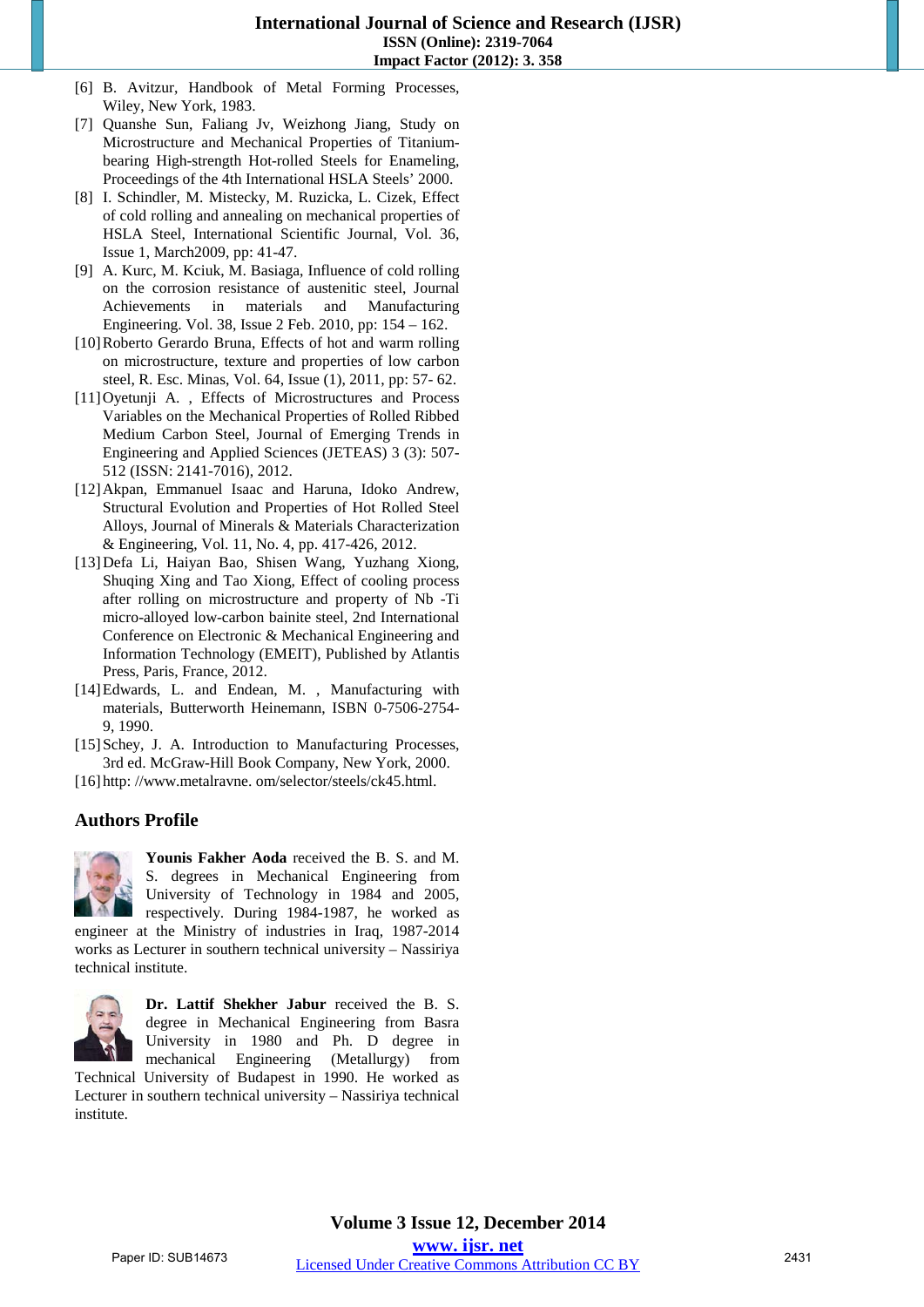[6] B. Avitzur, Handbook of Metal Forming Processes, Wiley, New York, 1983.

[7] Quanshe Sun, Faliang Jv, Weizhong Jiang, Study on Microstructure and Mechanical Properties of Titanium-bearing High-strength Hot-rolled Steels for Enameling, Proceedings of the 4th International HSLA Steels' 2000.

[8] I. Schindler, M. Mistecky, M. Ruzicka, L. Cizek, Effect of cold rolling and annealing on mechanical properties of HSLA Steel, International Scientific Journal, Vol. 36, Issue 1, March2009, pp: 41-47.

[9] A. Kurc, M. Kciuk, M. Basiaga, Influence of cold rolling on the corrosion resistance of austenitic steel, Journal Achievements in materials and Manufacturing Engineering. Vol. 38, Issue 2 Feb. 2010, pp: 154 – 162.

[10] Roberto Gerardo Bruna, Effects of hot and warm rolling on microstructure, texture and properties of low carbon steel, R. Esc. Minas, Vol. 64, Issue (1), 2011, pp: 57- 62.

[11] Oyetunji A. , Effects of Microstructures and Process Variables on the Mechanical Properties of Rolled Ribbed Medium Carbon Steel, Journal of Emerging Trends in Engineering and Applied Sciences (JETEAS) 3 (3): 507-512 (ISSN: 2141-7016), 2012.

[12] Akpan, Emmanuel Isaac and Haruna, Idoko Andrew, Structural Evolution and Properties of Hot Rolled Steel Alloys, Journal of Minerals & Materials Characterization & Engineering, Vol. 11, No. 4, pp. 417-426, 2012.

[13] Defa Li, Haiyan Bao, Shisen Wang, Yuzhang Xiong, Shuqing Xing and Tao Xiong, Effect of cooling process after rolling on microstructure and property of Nb -Ti micro-alloyed low-carbon bainite steel, 2nd International Conference on Electronic & Mechanical Engineering and Information Technology (EMEIT), Published by Atlantis Press, Paris, France, 2012.

[14] Edwards, L. and Endean, M. , Manufacturing with materials, Butterworth Heinemann, ISBN 0-7506-2754-9, 1990.

[15] Schey, J. A. Introduction to Manufacturing Processes, 3rd ed. McGraw-Hill Book Company, New York, 2000.

[16] http: //www.metalravne. om/selector/steels/ck45.html.

## Authors Profile

**Younis Fakher Aoda** received the B. S. and M. S. degrees in Mechanical Engineering from University of Technology in 1984 and 2005, respectively. During 1984-1987, he worked as engineer at the Ministry of industries in Iraq, 1987-2014 works as Lecturer in southern technical university – Nassiriya technical institute.

**Dr. Lattif Shekher Jabur** received the B. S. degree in Mechanical Engineering from Basra University in 1980 and Ph. D degree in mechanical Engineering (Metallurgy) from Technical University of Budapest in 1990. He worked as Lecturer in southern technical university – Nassiriya technical institute.